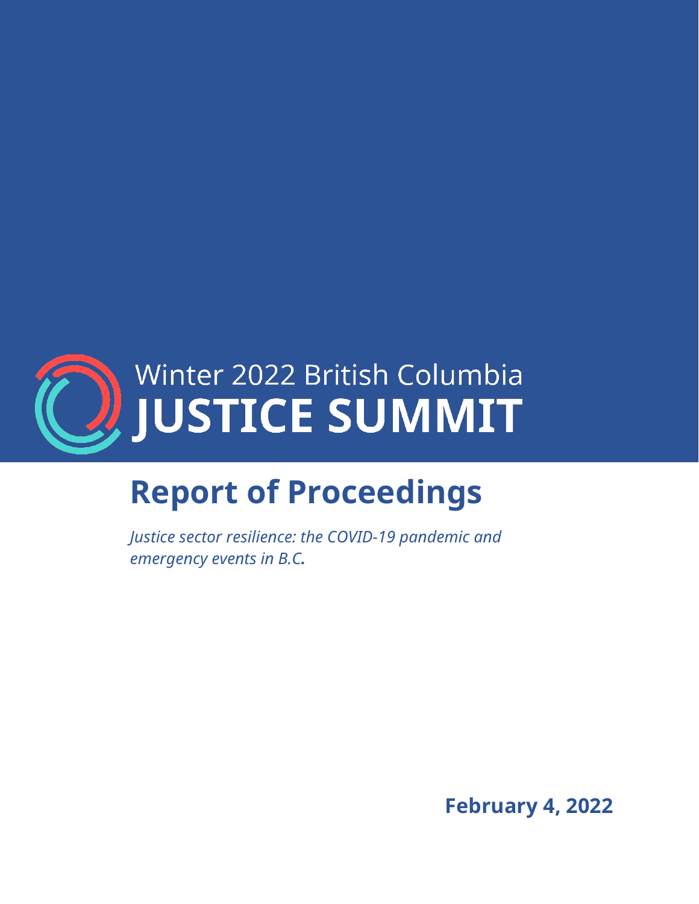Winter 2022 British Columbia

# JUSTICE SUMMIT

# Report of Proceedings

*Justice sector resilience: the COVID-19 pandemic and emergency events in B.C.*

**February 4, 2022**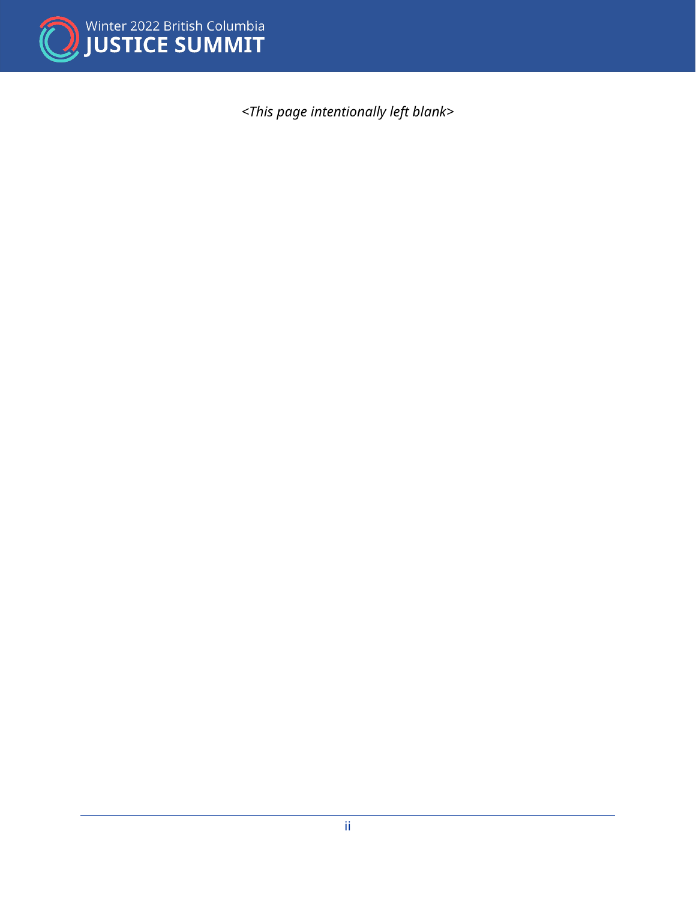*<This page intentionally left blank>*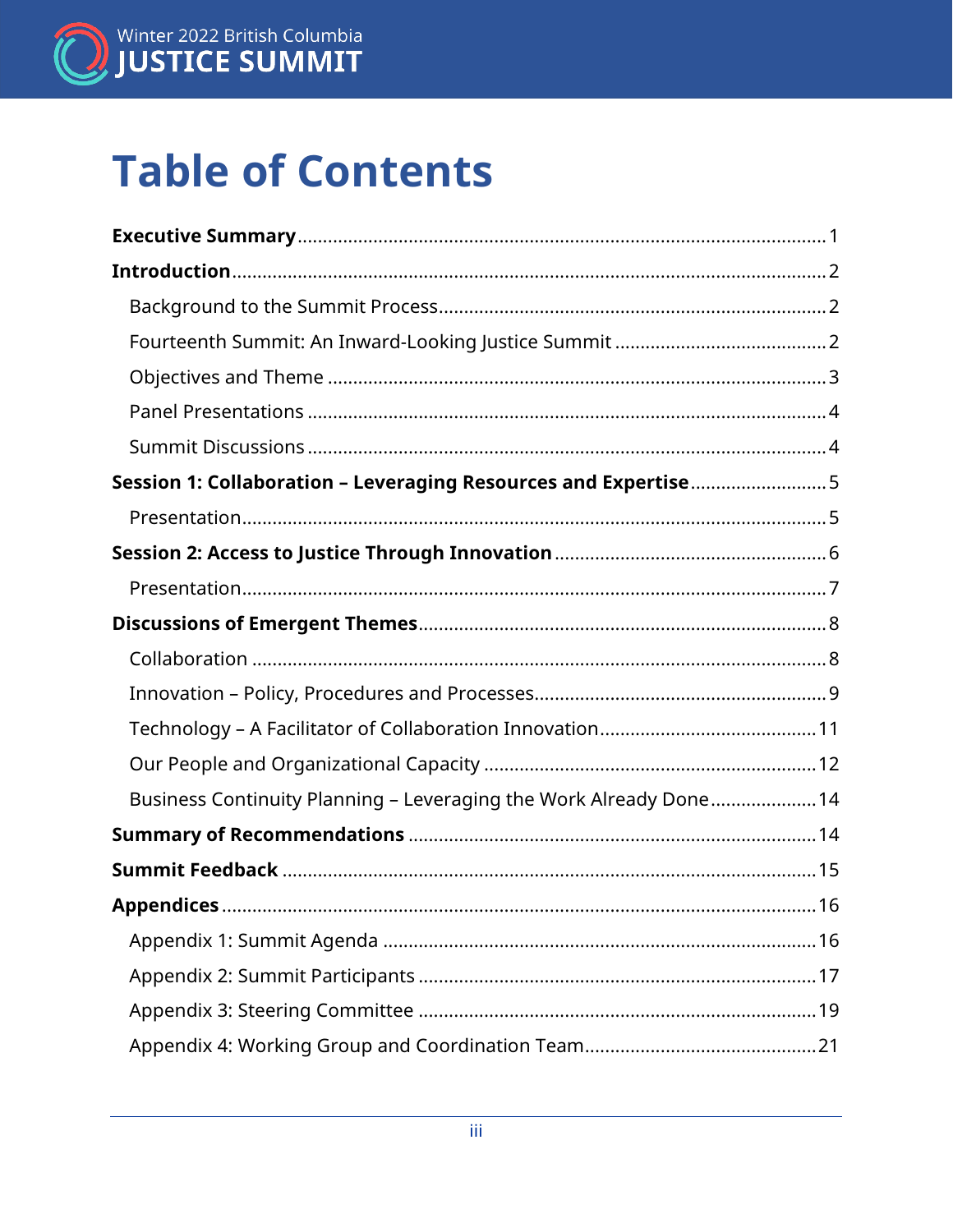# Table of Contents

**Executive Summary** ....... 1

**Introduction** ....... 2

- Background to the Summit Process ....... 2
- Fourteenth Summit: An Inward-Looking Justice Summit ....... 2
- Objectives and Theme ....... 3
- Panel Presentations ....... 4
- Summit Discussions ....... 4

**Session 1: Collaboration – Leveraging Resources and Expertise** ....... 5

- Presentation ....... 5

**Session 2: Access to Justice Through Innovation** ....... 6

- Presentation ....... 7

**Discussions of Emergent Themes** ....... 8

- Collaboration ....... 8
- Innovation – Policy, Procedures and Processes ....... 9
- Technology – A Facilitator of Collaboration Innovation ....... 11
- Our People and Organizational Capacity ....... 12
- Business Continuity Planning – Leveraging the Work Already Done ....... 14

**Summary of Recommendations** ....... 14

**Summit Feedback** ....... 15

**Appendices** ....... 16

- Appendix 1: Summit Agenda ....... 16
- Appendix 2: Summit Participants ....... 17
- Appendix 3: Steering Committee ....... 19
- Appendix 4: Working Group and Coordination Team ....... 21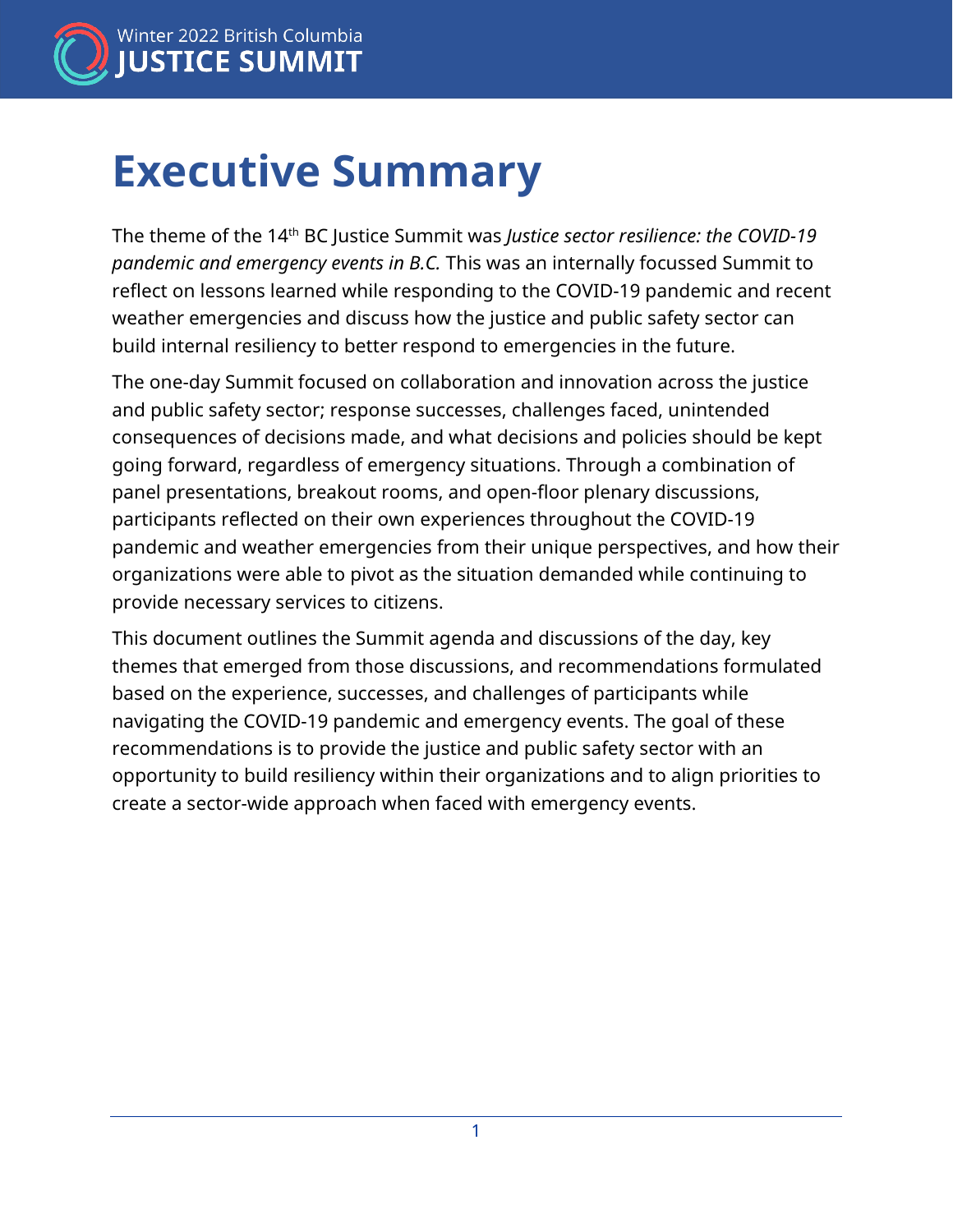# Executive Summary

The theme of the 14th BC Justice Summit was *Justice sector resilience: the COVID-19 pandemic and emergency events in B.C.* This was an internally focussed Summit to reflect on lessons learned while responding to the COVID-19 pandemic and recent weather emergencies and discuss how the justice and public safety sector can build internal resiliency to better respond to emergencies in the future.

The one-day Summit focused on collaboration and innovation across the justice and public safety sector; response successes, challenges faced, unintended consequences of decisions made, and what decisions and policies should be kept going forward, regardless of emergency situations. Through a combination of panel presentations, breakout rooms, and open-floor plenary discussions, participants reflected on their own experiences throughout the COVID-19 pandemic and weather emergencies from their unique perspectives, and how their organizations were able to pivot as the situation demanded while continuing to provide necessary services to citizens.

This document outlines the Summit agenda and discussions of the day, key themes that emerged from those discussions, and recommendations formulated based on the experience, successes, and challenges of participants while navigating the COVID-19 pandemic and emergency events. The goal of these recommendations is to provide the justice and public safety sector with an opportunity to build resiliency within their organizations and to align priorities to create a sector-wide approach when faced with emergency events.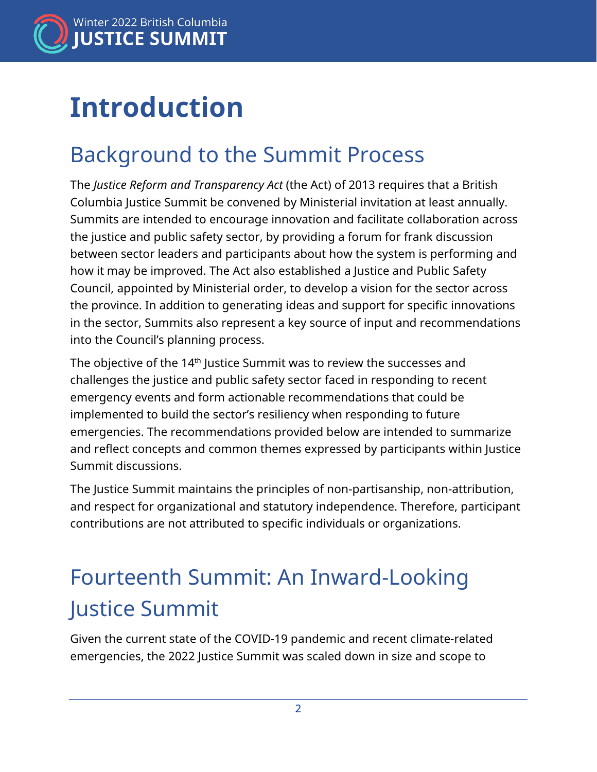# Introduction

## Background to the Summit Process

The *Justice Reform and Transparency Act* (the Act) of 2013 requires that a British Columbia Justice Summit be convened by Ministerial invitation at least annually. Summits are intended to encourage innovation and facilitate collaboration across the justice and public safety sector, by providing a forum for frank discussion between sector leaders and participants about how the system is performing and how it may be improved. The Act also established a Justice and Public Safety Council, appointed by Ministerial order, to develop a vision for the sector across the province. In addition to generating ideas and support for specific innovations in the sector, Summits also represent a key source of input and recommendations into the Council's planning process.

The objective of the 14th Justice Summit was to review the successes and challenges the justice and public safety sector faced in responding to recent emergency events and form actionable recommendations that could be implemented to build the sector's resiliency when responding to future emergencies. The recommendations provided below are intended to summarize and reflect concepts and common themes expressed by participants within Justice Summit discussions.

The Justice Summit maintains the principles of non-partisanship, non-attribution, and respect for organizational and statutory independence. Therefore, participant contributions are not attributed to specific individuals or organizations.

## Fourteenth Summit: An Inward-Looking Justice Summit

Given the current state of the COVID-19 pandemic and recent climate-related emergencies, the 2022 Justice Summit was scaled down in size and scope to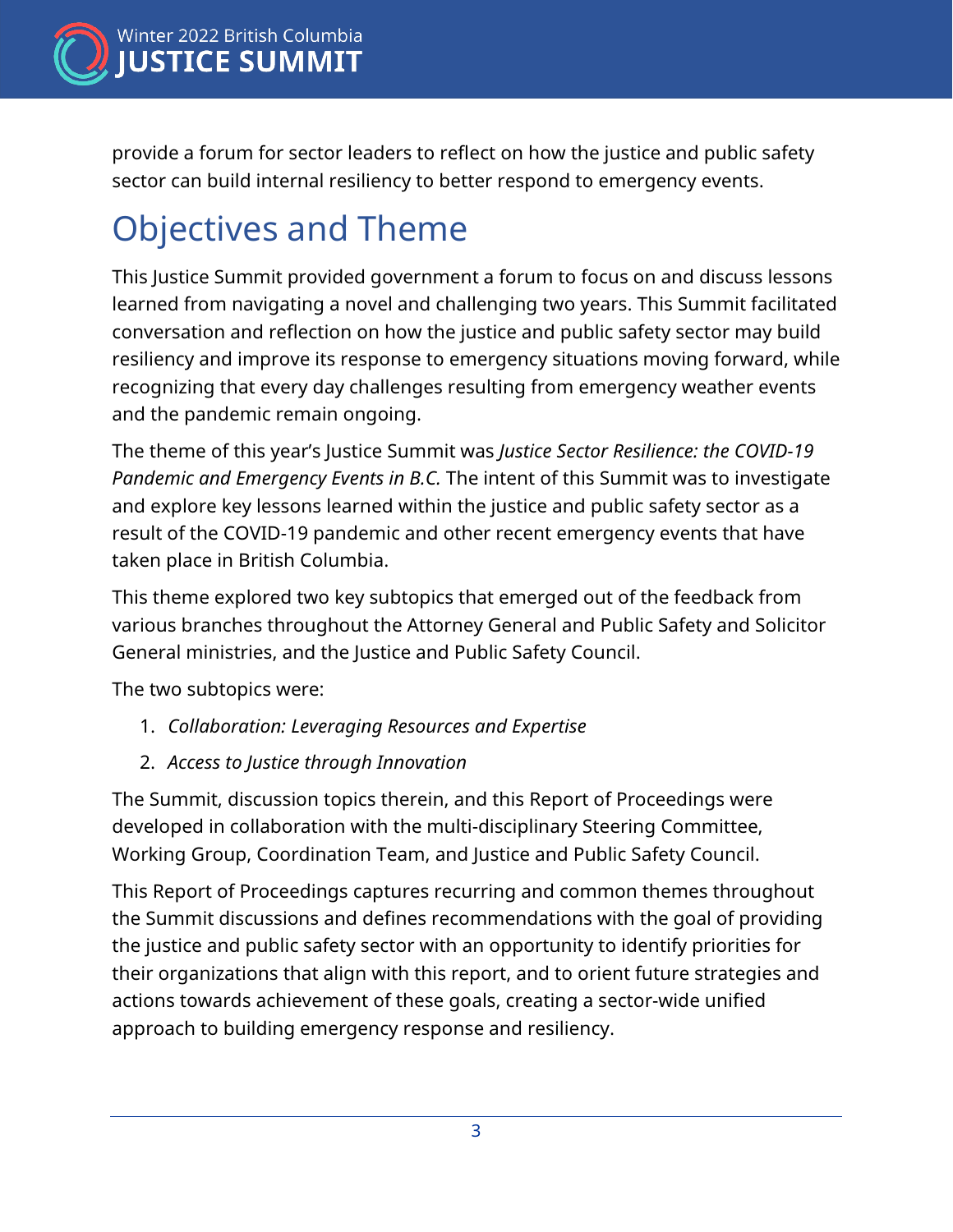provide a forum for sector leaders to reflect on how the justice and public safety sector can build internal resiliency to better respond to emergency events.

# Objectives and Theme

This Justice Summit provided government a forum to focus on and discuss lessons learned from navigating a novel and challenging two years. This Summit facilitated conversation and reflection on how the justice and public safety sector may build resiliency and improve its response to emergency situations moving forward, while recognizing that every day challenges resulting from emergency weather events and the pandemic remain ongoing.

The theme of this year's Justice Summit was *Justice Sector Resilience: the COVID-19 Pandemic and Emergency Events in B.C.* The intent of this Summit was to investigate and explore key lessons learned within the justice and public safety sector as a result of the COVID-19 pandemic and other recent emergency events that have taken place in British Columbia.

This theme explored two key subtopics that emerged out of the feedback from various branches throughout the Attorney General and Public Safety and Solicitor General ministries, and the Justice and Public Safety Council.

The two subtopics were:

1. *Collaboration: Leveraging Resources and Expertise*
2. *Access to Justice through Innovation*

The Summit, discussion topics therein, and this Report of Proceedings were developed in collaboration with the multi-disciplinary Steering Committee, Working Group, Coordination Team, and Justice and Public Safety Council.

This Report of Proceedings captures recurring and common themes throughout the Summit discussions and defines recommendations with the goal of providing the justice and public safety sector with an opportunity to identify priorities for their organizations that align with this report, and to orient future strategies and actions towards achievement of these goals, creating a sector-wide unified approach to building emergency response and resiliency.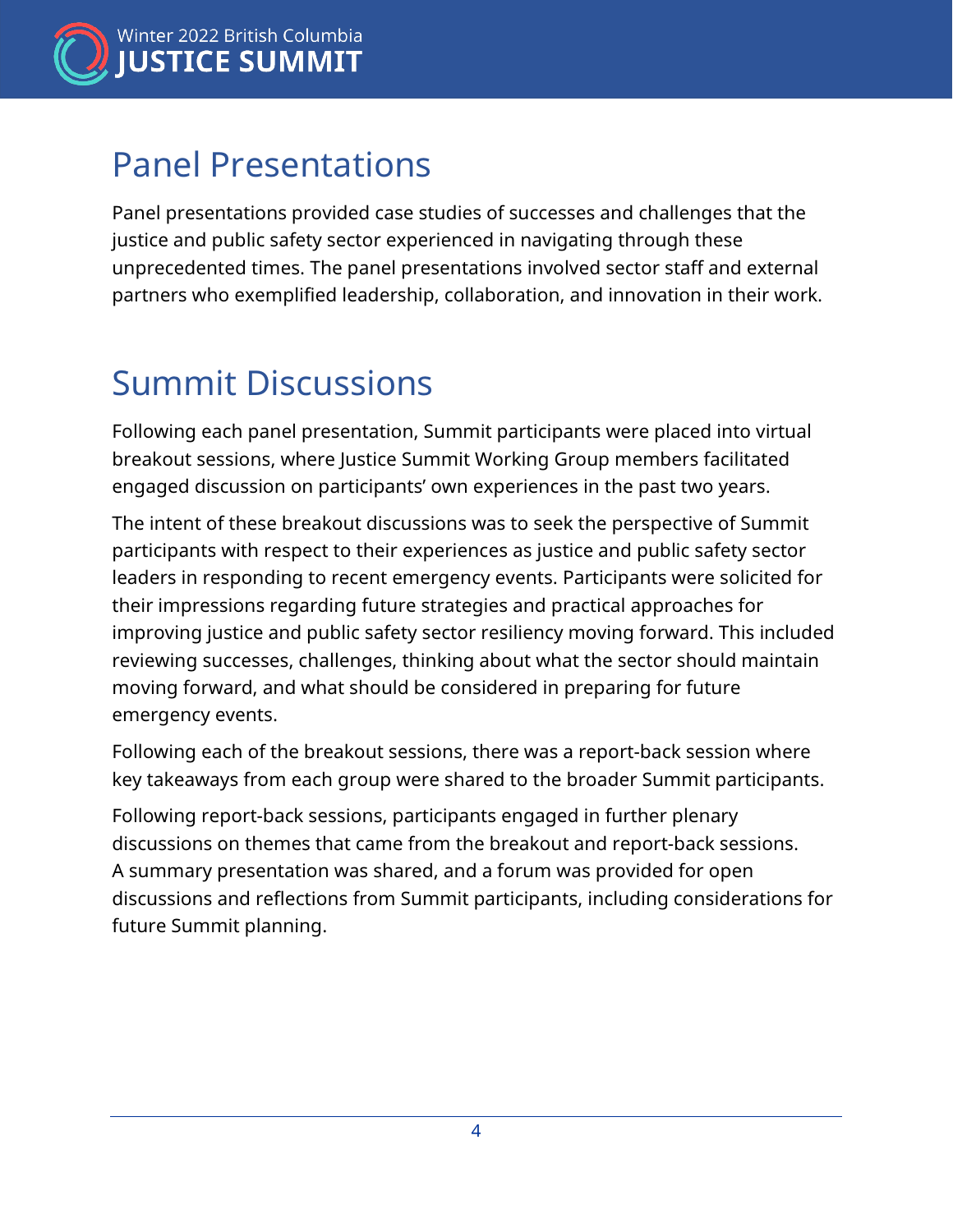## Panel Presentations

Panel presentations provided case studies of successes and challenges that the justice and public safety sector experienced in navigating through these unprecedented times. The panel presentations involved sector staff and external partners who exemplified leadership, collaboration, and innovation in their work.

## Summit Discussions

Following each panel presentation, Summit participants were placed into virtual breakout sessions, where Justice Summit Working Group members facilitated engaged discussion on participants' own experiences in the past two years.

The intent of these breakout discussions was to seek the perspective of Summit participants with respect to their experiences as justice and public safety sector leaders in responding to recent emergency events. Participants were solicited for their impressions regarding future strategies and practical approaches for improving justice and public safety sector resiliency moving forward. This included reviewing successes, challenges, thinking about what the sector should maintain moving forward, and what should be considered in preparing for future emergency events.

Following each of the breakout sessions, there was a report-back session where key takeaways from each group were shared to the broader Summit participants.

Following report-back sessions, participants engaged in further plenary discussions on themes that came from the breakout and report-back sessions. A summary presentation was shared, and a forum was provided for open discussions and reflections from Summit participants, including considerations for future Summit planning.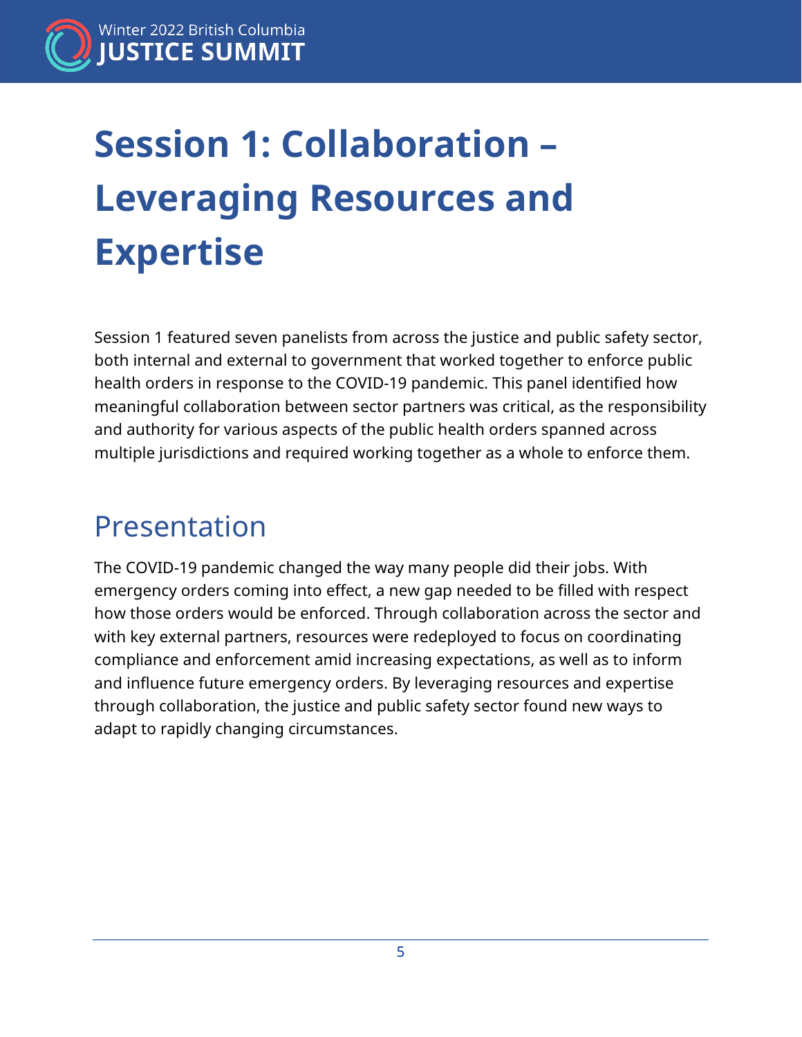# Session 1: Collaboration – Leveraging Resources and Expertise

Session 1 featured seven panelists from across the justice and public safety sector, both internal and external to government that worked together to enforce public health orders in response to the COVID-19 pandemic. This panel identified how meaningful collaboration between sector partners was critical, as the responsibility and authority for various aspects of the public health orders spanned across multiple jurisdictions and required working together as a whole to enforce them.

## Presentation

The COVID-19 pandemic changed the way many people did their jobs. With emergency orders coming into effect, a new gap needed to be filled with respect how those orders would be enforced. Through collaboration across the sector and with key external partners, resources were redeployed to focus on coordinating compliance and enforcement amid increasing expectations, as well as to inform and influence future emergency orders. By leveraging resources and expertise through collaboration, the justice and public safety sector found new ways to adapt to rapidly changing circumstances.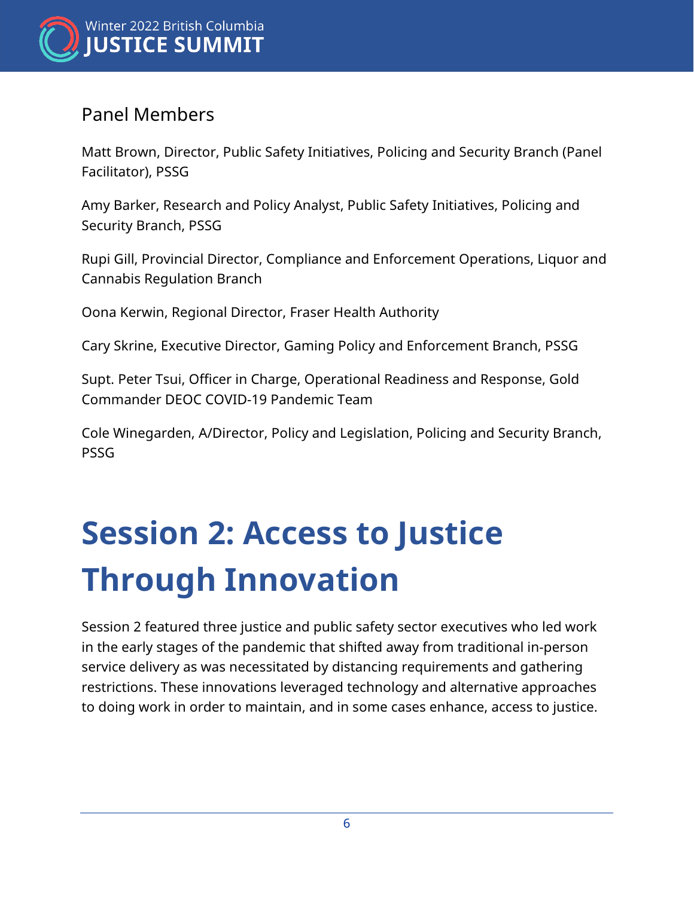## Panel Members

Matt Brown, Director, Public Safety Initiatives, Policing and Security Branch (Panel Facilitator), PSSG

Amy Barker, Research and Policy Analyst, Public Safety Initiatives, Policing and Security Branch, PSSG

Rupi Gill, Provincial Director, Compliance and Enforcement Operations, Liquor and Cannabis Regulation Branch

Oona Kerwin, Regional Director, Fraser Health Authority

Cary Skrine, Executive Director, Gaming Policy and Enforcement Branch, PSSG

Supt. Peter Tsui, Officer in Charge, Operational Readiness and Response, Gold Commander DEOC COVID-19 Pandemic Team

Cole Winegarden, A/Director, Policy and Legislation, Policing and Security Branch, PSSG

# Session 2: Access to Justice Through Innovation

Session 2 featured three justice and public safety sector executives who led work in the early stages of the pandemic that shifted away from traditional in-person service delivery as was necessitated by distancing requirements and gathering restrictions. These innovations leveraged technology and alternative approaches to doing work in order to maintain, and in some cases enhance, access to justice.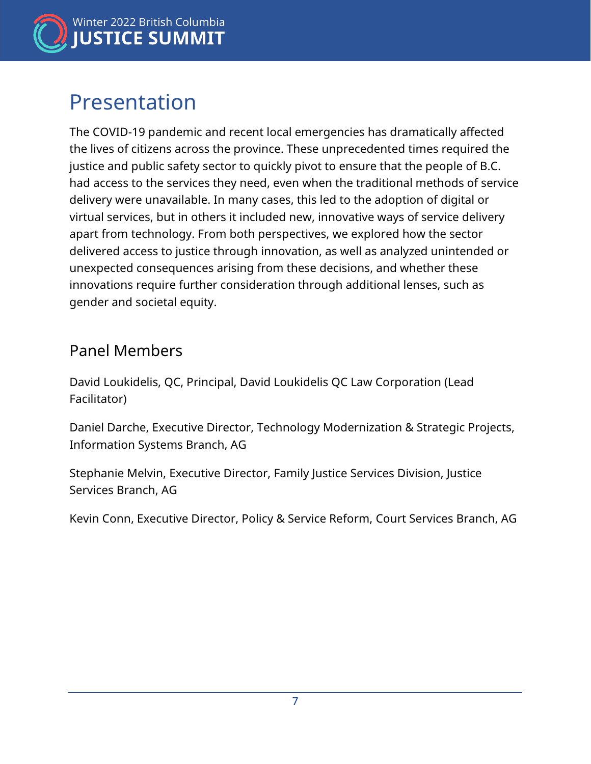# Presentation

The COVID-19 pandemic and recent local emergencies has dramatically affected the lives of citizens across the province. These unprecedented times required the justice and public safety sector to quickly pivot to ensure that the people of B.C. had access to the services they need, even when the traditional methods of service delivery were unavailable. In many cases, this led to the adoption of digital or virtual services, but in others it included new, innovative ways of service delivery apart from technology. From both perspectives, we explored how the sector delivered access to justice through innovation, as well as analyzed unintended or unexpected consequences arising from these decisions, and whether these innovations require further consideration through additional lenses, such as gender and societal equity.

## Panel Members

David Loukidelis, QC, Principal, David Loukidelis QC Law Corporation (Lead Facilitator)

Daniel Darche, Executive Director, Technology Modernization & Strategic Projects, Information Systems Branch, AG

Stephanie Melvin, Executive Director, Family Justice Services Division, Justice Services Branch, AG

Kevin Conn, Executive Director, Policy & Service Reform, Court Services Branch, AG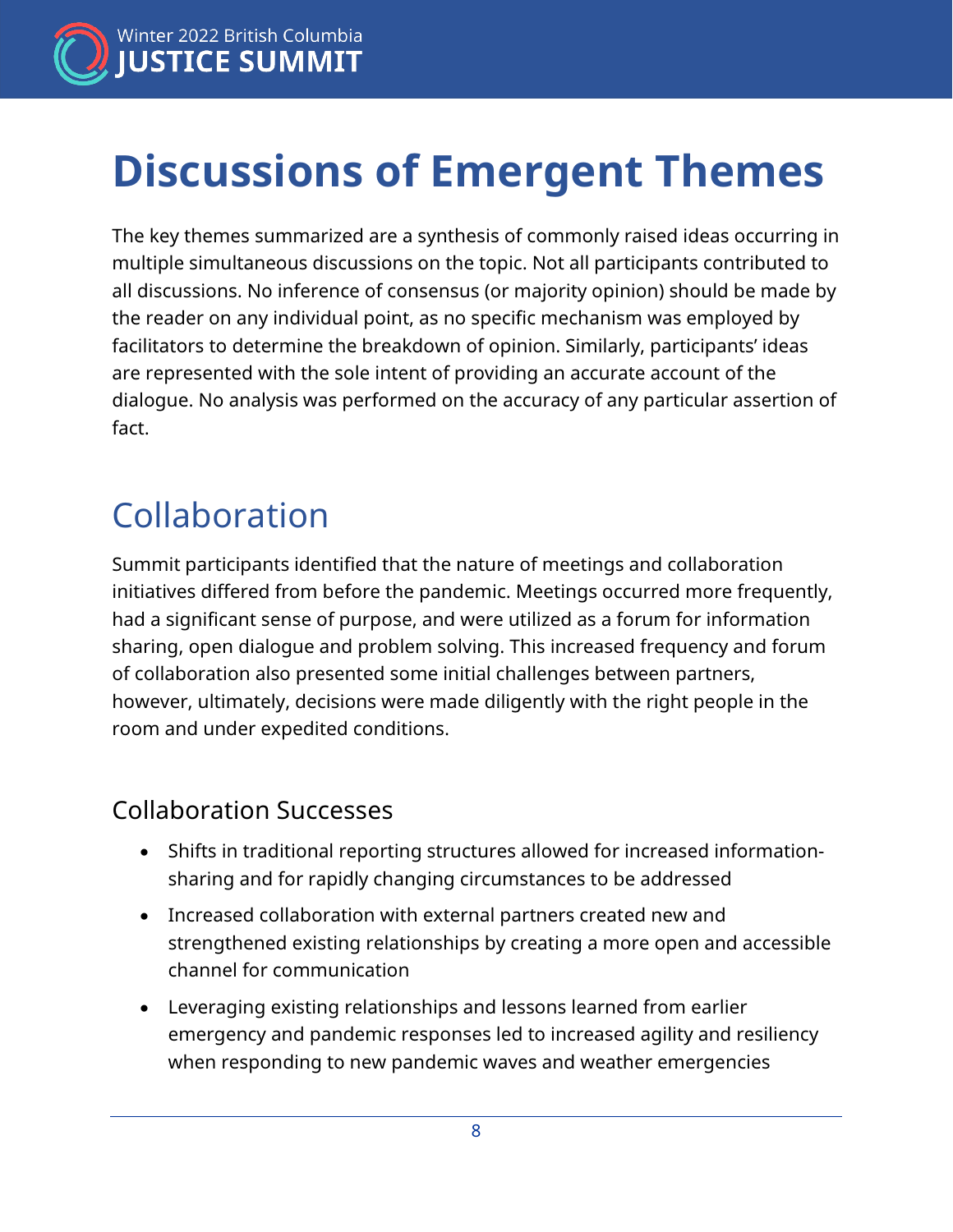# Discussions of Emergent Themes

The key themes summarized are a synthesis of commonly raised ideas occurring in multiple simultaneous discussions on the topic. Not all participants contributed to all discussions. No inference of consensus (or majority opinion) should be made by the reader on any individual point, as no specific mechanism was employed by facilitators to determine the breakdown of opinion. Similarly, participants' ideas are represented with the sole intent of providing an accurate account of the dialogue. No analysis was performed on the accuracy of any particular assertion of fact.

## Collaboration

Summit participants identified that the nature of meetings and collaboration initiatives differed from before the pandemic. Meetings occurred more frequently, had a significant sense of purpose, and were utilized as a forum for information sharing, open dialogue and problem solving. This increased frequency and forum of collaboration also presented some initial challenges between partners, however, ultimately, decisions were made diligently with the right people in the room and under expedited conditions.

### Collaboration Successes

- Shifts in traditional reporting structures allowed for increased information-sharing and for rapidly changing circumstances to be addressed
- Increased collaboration with external partners created new and strengthened existing relationships by creating a more open and accessible channel for communication
- Leveraging existing relationships and lessons learned from earlier emergency and pandemic responses led to increased agility and resiliency when responding to new pandemic waves and weather emergencies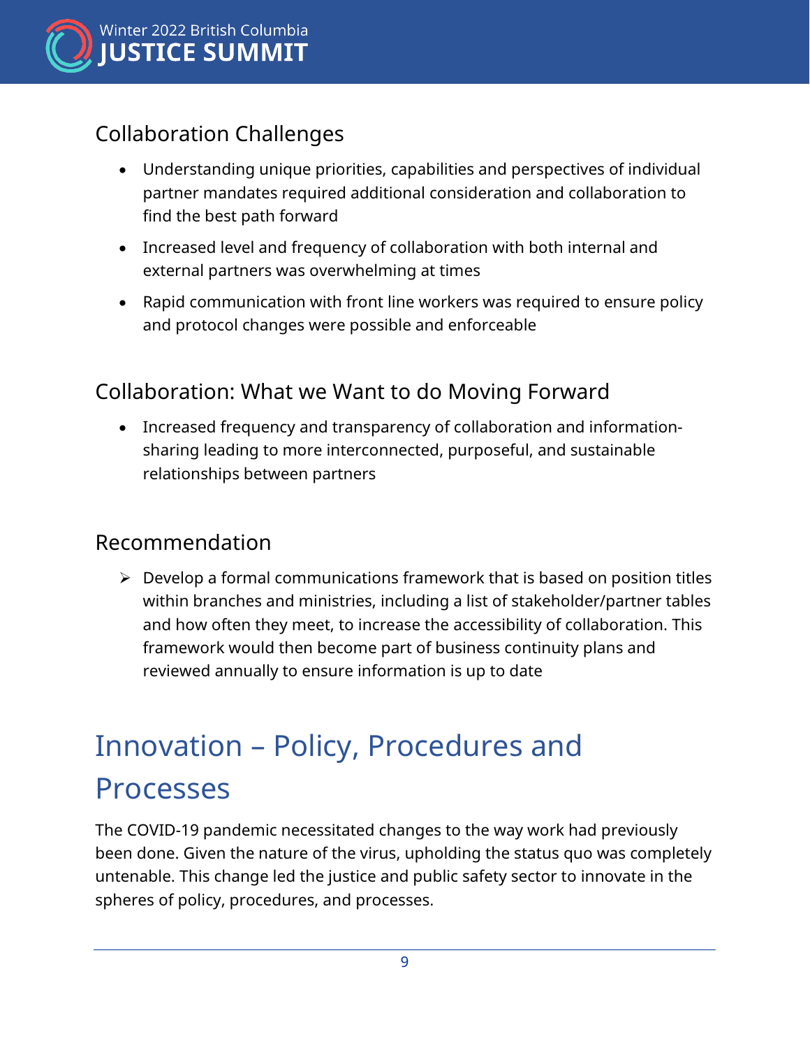## Collaboration Challenges

- Understanding unique priorities, capabilities and perspectives of individual partner mandates required additional consideration and collaboration to find the best path forward
- Increased level and frequency of collaboration with both internal and external partners was overwhelming at times
- Rapid communication with front line workers was required to ensure policy and protocol changes were possible and enforceable

## Collaboration: What we Want to do Moving Forward

- Increased frequency and transparency of collaboration and information-sharing leading to more interconnected, purposeful, and sustainable relationships between partners

## Recommendation

- ➢ Develop a formal communications framework that is based on position titles within branches and ministries, including a list of stakeholder/partner tables and how often they meet, to increase the accessibility of collaboration. This framework would then become part of business continuity plans and reviewed annually to ensure information is up to date

# Innovation – Policy, Procedures and Processes

The COVID-19 pandemic necessitated changes to the way work had previously been done. Given the nature of the virus, upholding the status quo was completely untenable. This change led the justice and public safety sector to innovate in the spheres of policy, procedures, and processes.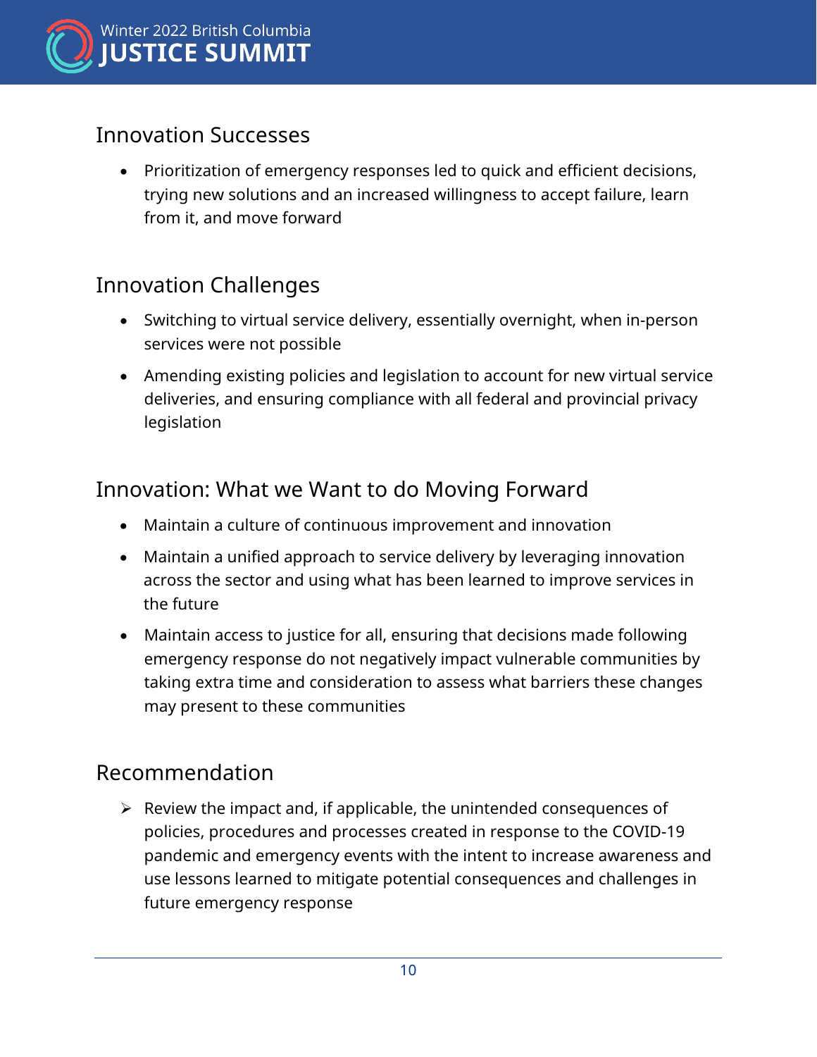## Innovation Successes

- Prioritization of emergency responses led to quick and efficient decisions, trying new solutions and an increased willingness to accept failure, learn from it, and move forward

## Innovation Challenges

- Switching to virtual service delivery, essentially overnight, when in-person services were not possible
- Amending existing policies and legislation to account for new virtual service deliveries, and ensuring compliance with all federal and provincial privacy legislation

## Innovation: What we Want to do Moving Forward

- Maintain a culture of continuous improvement and innovation
- Maintain a unified approach to service delivery by leveraging innovation across the sector and using what has been learned to improve services in the future
- Maintain access to justice for all, ensuring that decisions made following emergency response do not negatively impact vulnerable communities by taking extra time and consideration to assess what barriers these changes may present to these communities

## Recommendation

- ➢ Review the impact and, if applicable, the unintended consequences of policies, procedures and processes created in response to the COVID-19 pandemic and emergency events with the intent to increase awareness and use lessons learned to mitigate potential consequences and challenges in future emergency response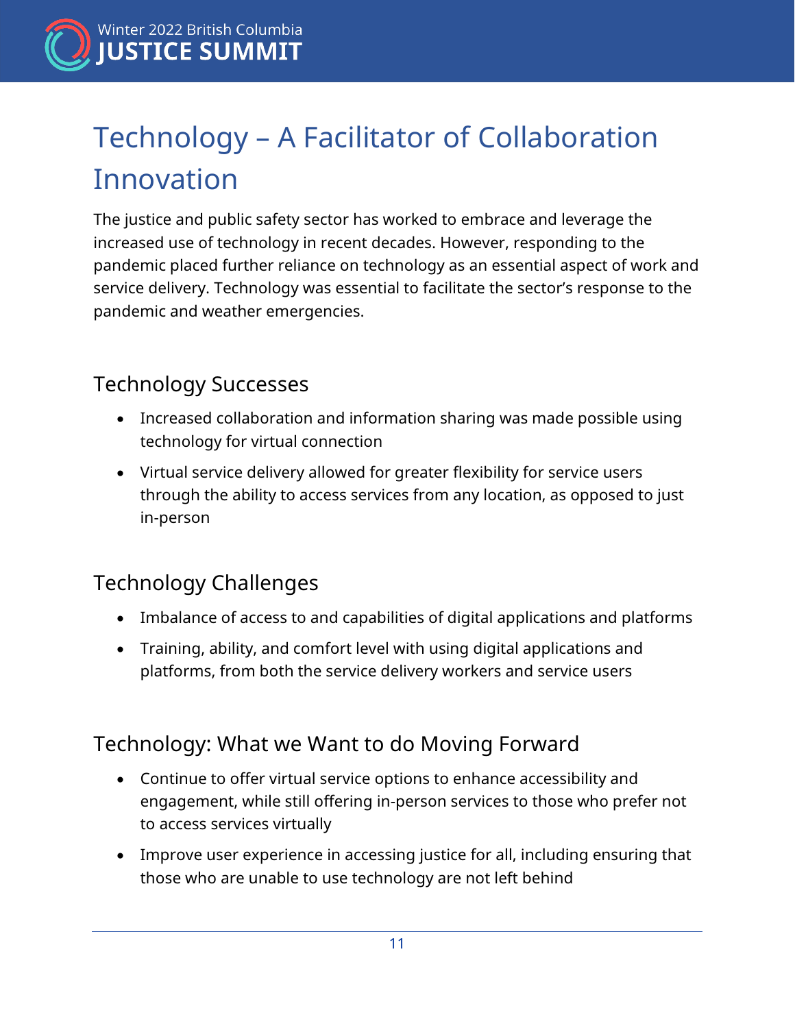# Technology – A Facilitator of Collaboration Innovation

The justice and public safety sector has worked to embrace and leverage the increased use of technology in recent decades. However, responding to the pandemic placed further reliance on technology as an essential aspect of work and service delivery. Technology was essential to facilitate the sector's response to the pandemic and weather emergencies.

## Technology Successes

- Increased collaboration and information sharing was made possible using technology for virtual connection
- Virtual service delivery allowed for greater flexibility for service users through the ability to access services from any location, as opposed to just in-person

## Technology Challenges

- Imbalance of access to and capabilities of digital applications and platforms
- Training, ability, and comfort level with using digital applications and platforms, from both the service delivery workers and service users

## Technology: What we Want to do Moving Forward

- Continue to offer virtual service options to enhance accessibility and engagement, while still offering in-person services to those who prefer not to access services virtually
- Improve user experience in accessing justice for all, including ensuring that those who are unable to use technology are not left behind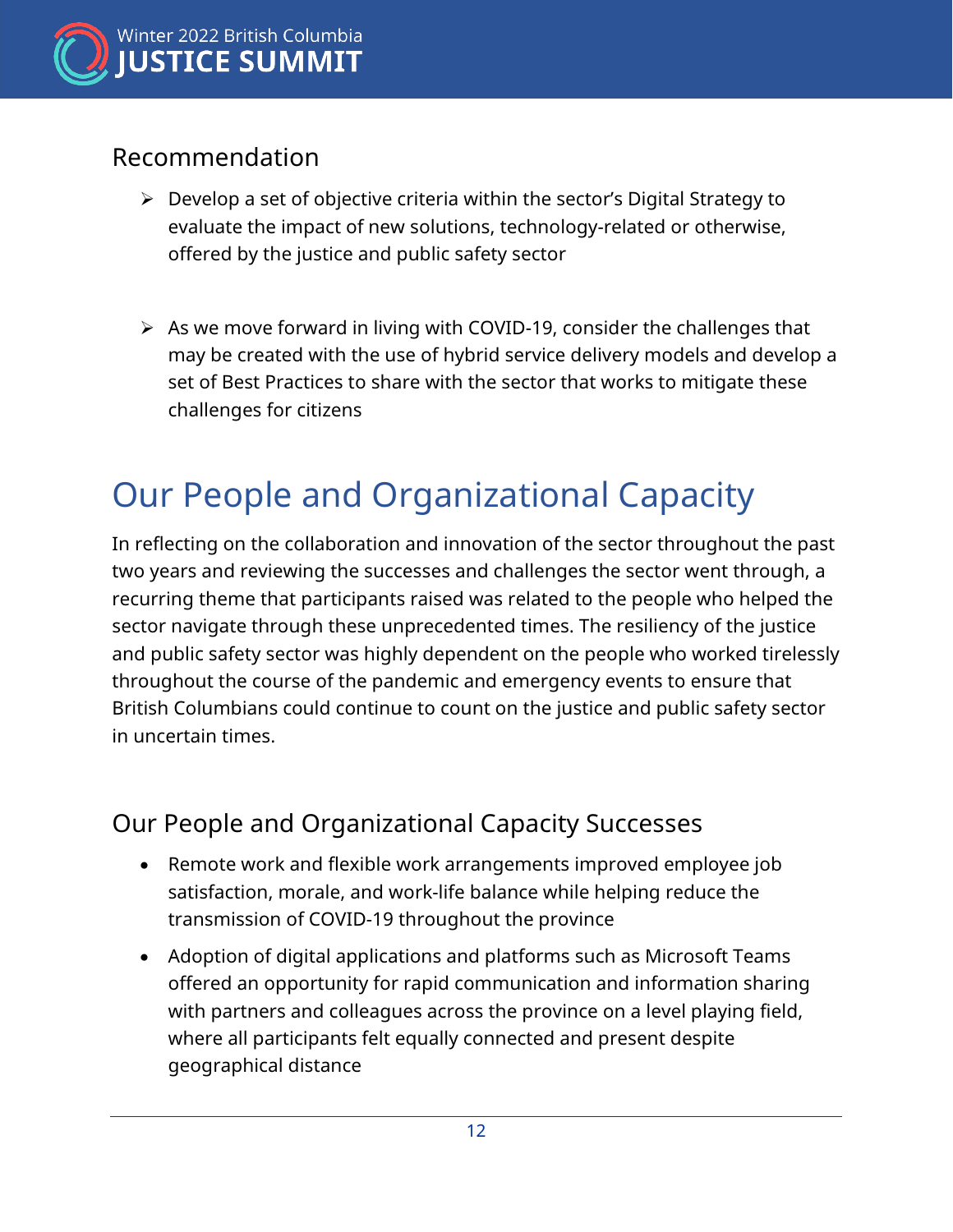### Recommendation

- Develop a set of objective criteria within the sector's Digital Strategy to evaluate the impact of new solutions, technology-related or otherwise, offered by the justice and public safety sector

- As we move forward in living with COVID-19, consider the challenges that may be created with the use of hybrid service delivery models and develop a set of Best Practices to share with the sector that works to mitigate these challenges for citizens

## Our People and Organizational Capacity

In reflecting on the collaboration and innovation of the sector throughout the past two years and reviewing the successes and challenges the sector went through, a recurring theme that participants raised was related to the people who helped the sector navigate through these unprecedented times. The resiliency of the justice and public safety sector was highly dependent on the people who worked tirelessly throughout the course of the pandemic and emergency events to ensure that British Columbians could continue to count on the justice and public safety sector in uncertain times.

### Our People and Organizational Capacity Successes

- Remote work and flexible work arrangements improved employee job satisfaction, morale, and work-life balance while helping reduce the transmission of COVID-19 throughout the province
- Adoption of digital applications and platforms such as Microsoft Teams offered an opportunity for rapid communication and information sharing with partners and colleagues across the province on a level playing field, where all participants felt equally connected and present despite geographical distance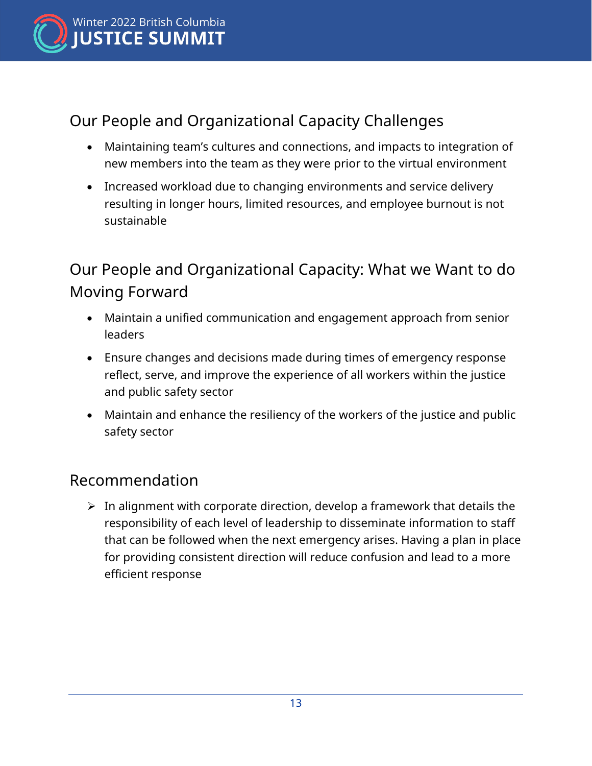## Our People and Organizational Capacity Challenges

- Maintaining team's cultures and connections, and impacts to integration of new members into the team as they were prior to the virtual environment
- Increased workload due to changing environments and service delivery resulting in longer hours, limited resources, and employee burnout is not sustainable

## Our People and Organizational Capacity: What we Want to do Moving Forward

- Maintain a unified communication and engagement approach from senior leaders
- Ensure changes and decisions made during times of emergency response reflect, serve, and improve the experience of all workers within the justice and public safety sector
- Maintain and enhance the resiliency of the workers of the justice and public safety sector

## Recommendation

➢ In alignment with corporate direction, develop a framework that details the responsibility of each level of leadership to disseminate information to staff that can be followed when the next emergency arises. Having a plan in place for providing consistent direction will reduce confusion and lead to a more efficient response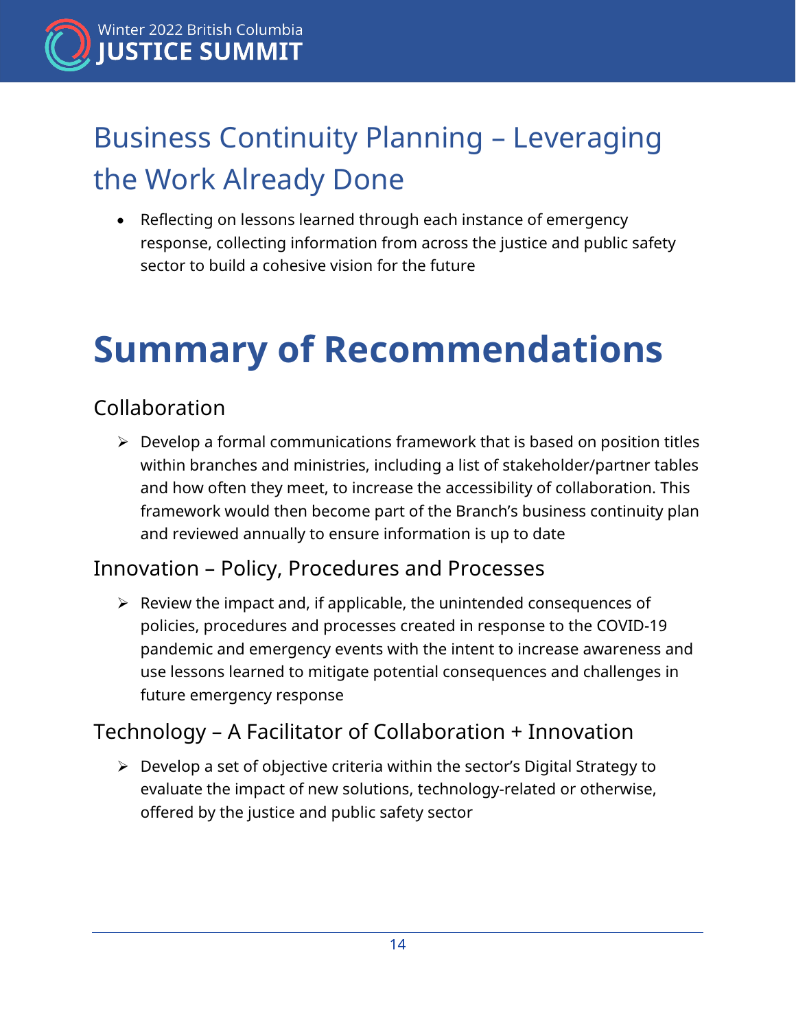## Business Continuity Planning – Leveraging the Work Already Done

- Reflecting on lessons learned through each instance of emergency response, collecting information from across the justice and public safety sector to build a cohesive vision for the future

# Summary of Recommendations

## Collaboration

- Develop a formal communications framework that is based on position titles within branches and ministries, including a list of stakeholder/partner tables and how often they meet, to increase the accessibility of collaboration. This framework would then become part of the Branch's business continuity plan and reviewed annually to ensure information is up to date

## Innovation – Policy, Procedures and Processes

- Review the impact and, if applicable, the unintended consequences of policies, procedures and processes created in response to the COVID-19 pandemic and emergency events with the intent to increase awareness and use lessons learned to mitigate potential consequences and challenges in future emergency response

## Technology – A Facilitator of Collaboration + Innovation

- Develop a set of objective criteria within the sector's Digital Strategy to evaluate the impact of new solutions, technology-related or otherwise, offered by the justice and public safety sector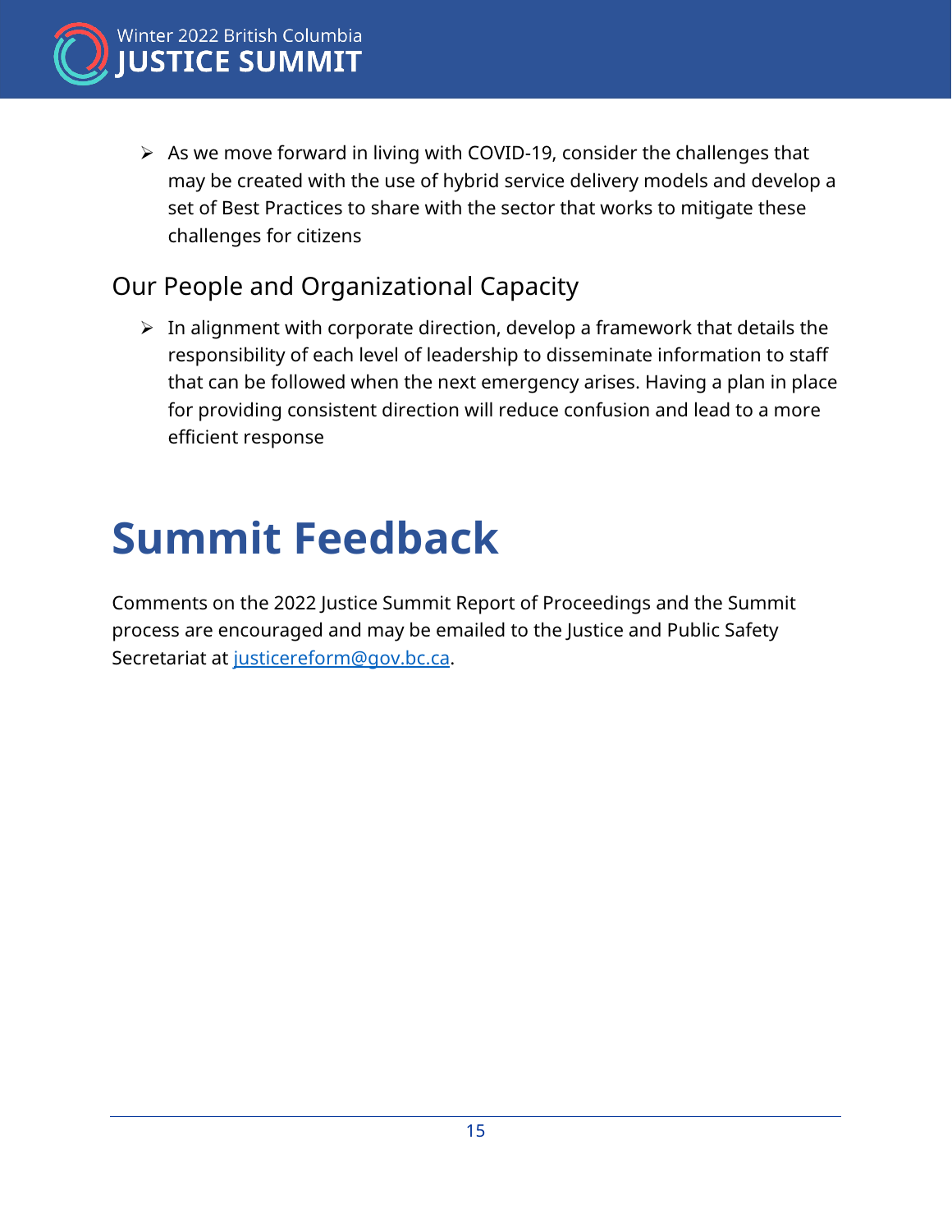- As we move forward in living with COVID-19, consider the challenges that may be created with the use of hybrid service delivery models and develop a set of Best Practices to share with the sector that works to mitigate these challenges for citizens

## Our People and Organizational Capacity

- In alignment with corporate direction, develop a framework that details the responsibility of each level of leadership to disseminate information to staff that can be followed when the next emergency arises. Having a plan in place for providing consistent direction will reduce confusion and lead to a more efficient response

# Summit Feedback

Comments on the 2022 Justice Summit Report of Proceedings and the Summit process are encouraged and may be emailed to the Justice and Public Safety Secretariat at [justicereform@gov.bc.ca](mailto:justicereform@gov.bc.ca).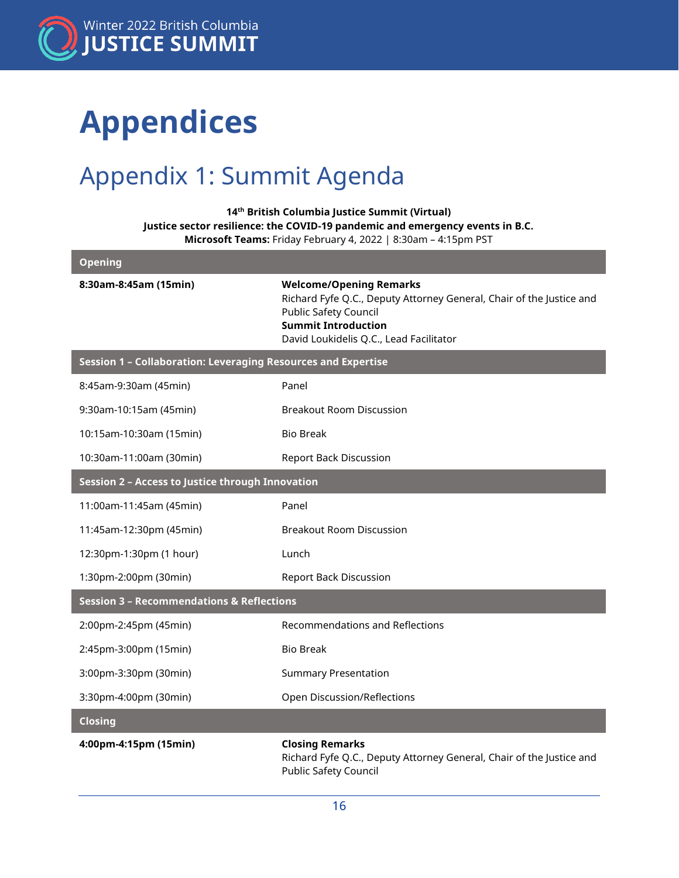# Appendices

## Appendix 1: Summit Agenda

**14th British Columbia Justice Summit (Virtual)**
**Justice sector resilience: the COVID-19 pandemic and emergency events in B.C.**
**Microsoft Teams:** Friday February 4, 2022 | 8:30am – 4:15pm PST

| **Opening** | |
|---|---|
| **8:30am-8:45am (15min)** | **Welcome/Opening Remarks**<br>Richard Fyfe Q.C., Deputy Attorney General, Chair of the Justice and Public Safety Council<br>**Summit Introduction**<br>David Loukidelis Q.C., Lead Facilitator |
| **Session 1 – Collaboration: Leveraging Resources and Expertise** | |
| 8:45am-9:30am (45min) | Panel |
| 9:30am-10:15am (45min) | Breakout Room Discussion |
| 10:15am-10:30am (15min) | Bio Break |
| 10:30am-11:00am (30min) | Report Back Discussion |
| **Session 2 – Access to Justice through Innovation** | |
| 11:00am-11:45am (45min) | Panel |
| 11:45am-12:30pm (45min) | Breakout Room Discussion |
| 12:30pm-1:30pm (1 hour) | Lunch |
| 1:30pm-2:00pm (30min) | Report Back Discussion |
| **Session 3 – Recommendations & Reflections** | |
| 2:00pm-2:45pm (45min) | Recommendations and Reflections |
| 2:45pm-3:00pm (15min) | Bio Break |
| 3:00pm-3:30pm (30min) | Summary Presentation |
| 3:30pm-4:00pm (30min) | Open Discussion/Reflections |
| **Closing** | |
| **4:00pm-4:15pm (15min)** | **Closing Remarks**<br>Richard Fyfe Q.C., Deputy Attorney General, Chair of the Justice and Public Safety Council |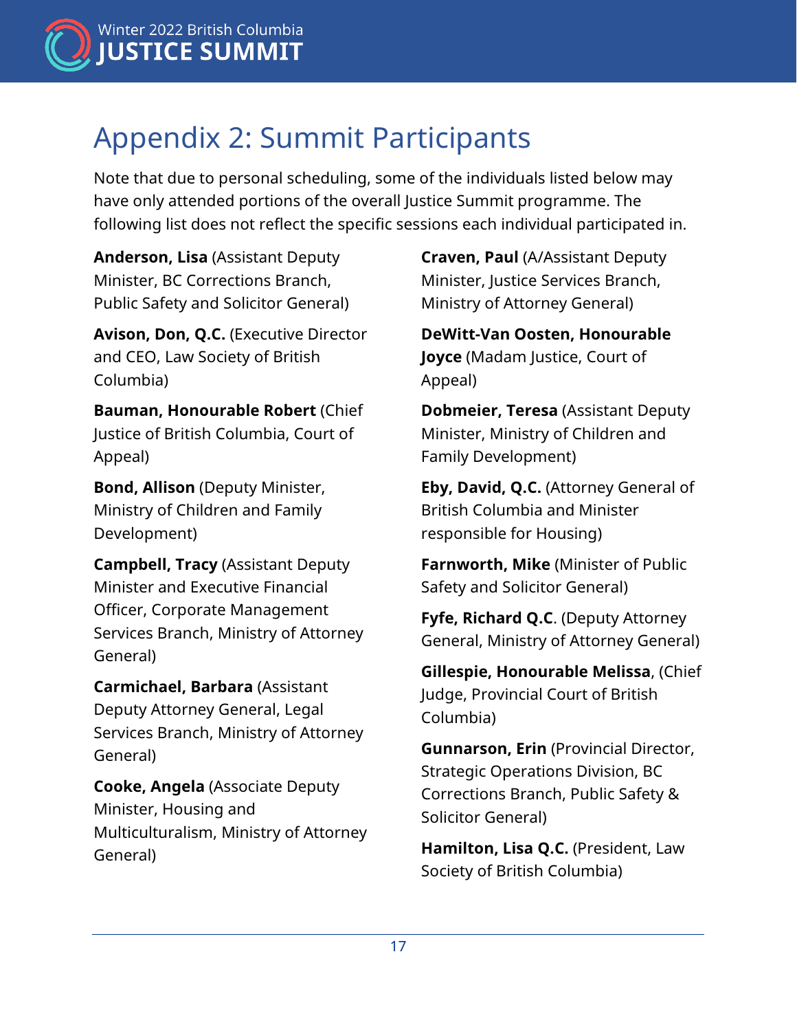# Appendix 2: Summit Participants

Note that due to personal scheduling, some of the individuals listed below may have only attended portions of the overall Justice Summit programme. The following list does not reflect the specific sessions each individual participated in.

**Anderson, Lisa** (Assistant Deputy Minister, BC Corrections Branch, Public Safety and Solicitor General)

**Avison, Don, Q.C.** (Executive Director and CEO, Law Society of British Columbia)

**Bauman, Honourable Robert** (Chief Justice of British Columbia, Court of Appeal)

**Bond, Allison** (Deputy Minister, Ministry of Children and Family Development)

**Campbell, Tracy** (Assistant Deputy Minister and Executive Financial Officer, Corporate Management Services Branch, Ministry of Attorney General)

**Carmichael, Barbara** (Assistant Deputy Attorney General, Legal Services Branch, Ministry of Attorney General)

**Cooke, Angela** (Associate Deputy Minister, Housing and Multiculturalism, Ministry of Attorney General)

**Craven, Paul** (A/Assistant Deputy Minister, Justice Services Branch, Ministry of Attorney General)

**DeWitt-Van Oosten, Honourable Joyce** (Madam Justice, Court of Appeal)

**Dobmeier, Teresa** (Assistant Deputy Minister, Ministry of Children and Family Development)

**Eby, David, Q.C.** (Attorney General of British Columbia and Minister responsible for Housing)

**Farnworth, Mike** (Minister of Public Safety and Solicitor General)

**Fyfe, Richard Q.C**. (Deputy Attorney General, Ministry of Attorney General)

**Gillespie, Honourable Melissa**, (Chief Judge, Provincial Court of British Columbia)

**Gunnarson, Erin** (Provincial Director, Strategic Operations Division, BC Corrections Branch, Public Safety & Solicitor General)

**Hamilton, Lisa Q.C.** (President, Law Society of British Columbia)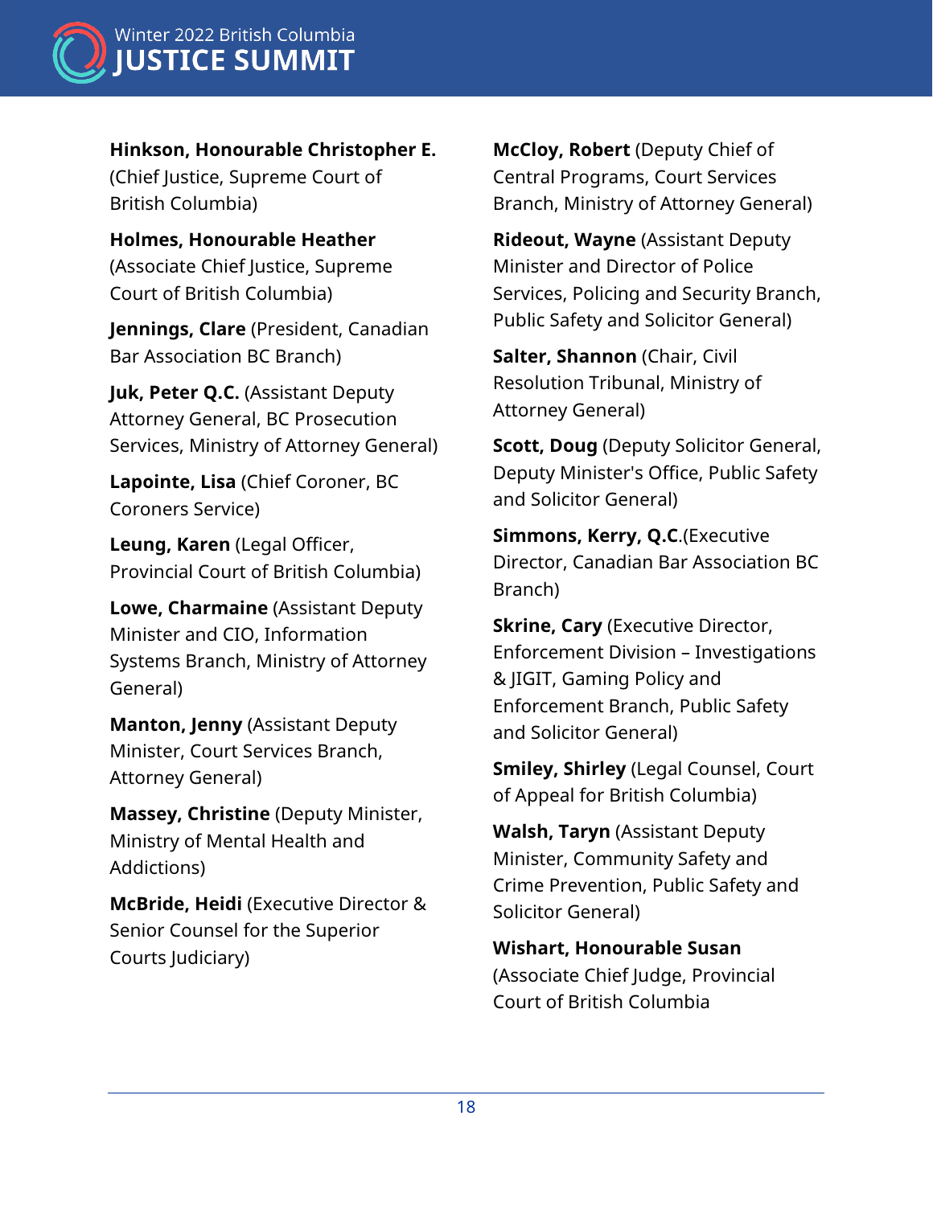**Hinkson, Honourable Christopher E.** (Chief Justice, Supreme Court of British Columbia)

**Holmes, Honourable Heather** (Associate Chief Justice, Supreme Court of British Columbia)

**Jennings, Clare** (President, Canadian Bar Association BC Branch)

**Juk, Peter Q.C.** (Assistant Deputy Attorney General, BC Prosecution Services, Ministry of Attorney General)

**Lapointe, Lisa** (Chief Coroner, BC Coroners Service)

**Leung, Karen** (Legal Officer, Provincial Court of British Columbia)

**Lowe, Charmaine** (Assistant Deputy Minister and CIO, Information Systems Branch, Ministry of Attorney General)

**Manton, Jenny** (Assistant Deputy Minister, Court Services Branch, Attorney General)

**Massey, Christine** (Deputy Minister, Ministry of Mental Health and Addictions)

**McBride, Heidi** (Executive Director & Senior Counsel for the Superior Courts Judiciary)

**McCloy, Robert** (Deputy Chief of Central Programs, Court Services Branch, Ministry of Attorney General)

**Rideout, Wayne** (Assistant Deputy Minister and Director of Police Services, Policing and Security Branch, Public Safety and Solicitor General)

**Salter, Shannon** (Chair, Civil Resolution Tribunal, Ministry of Attorney General)

**Scott, Doug** (Deputy Solicitor General, Deputy Minister's Office, Public Safety and Solicitor General)

**Simmons, Kerry, Q.C.**(Executive Director, Canadian Bar Association BC Branch)

**Skrine, Cary** (Executive Director, Enforcement Division – Investigations & JIGIT, Gaming Policy and Enforcement Branch, Public Safety and Solicitor General)

**Smiley, Shirley** (Legal Counsel, Court of Appeal for British Columbia)

**Walsh, Taryn** (Assistant Deputy Minister, Community Safety and Crime Prevention, Public Safety and Solicitor General)

**Wishart, Honourable Susan** (Associate Chief Judge, Provincial Court of British Columbia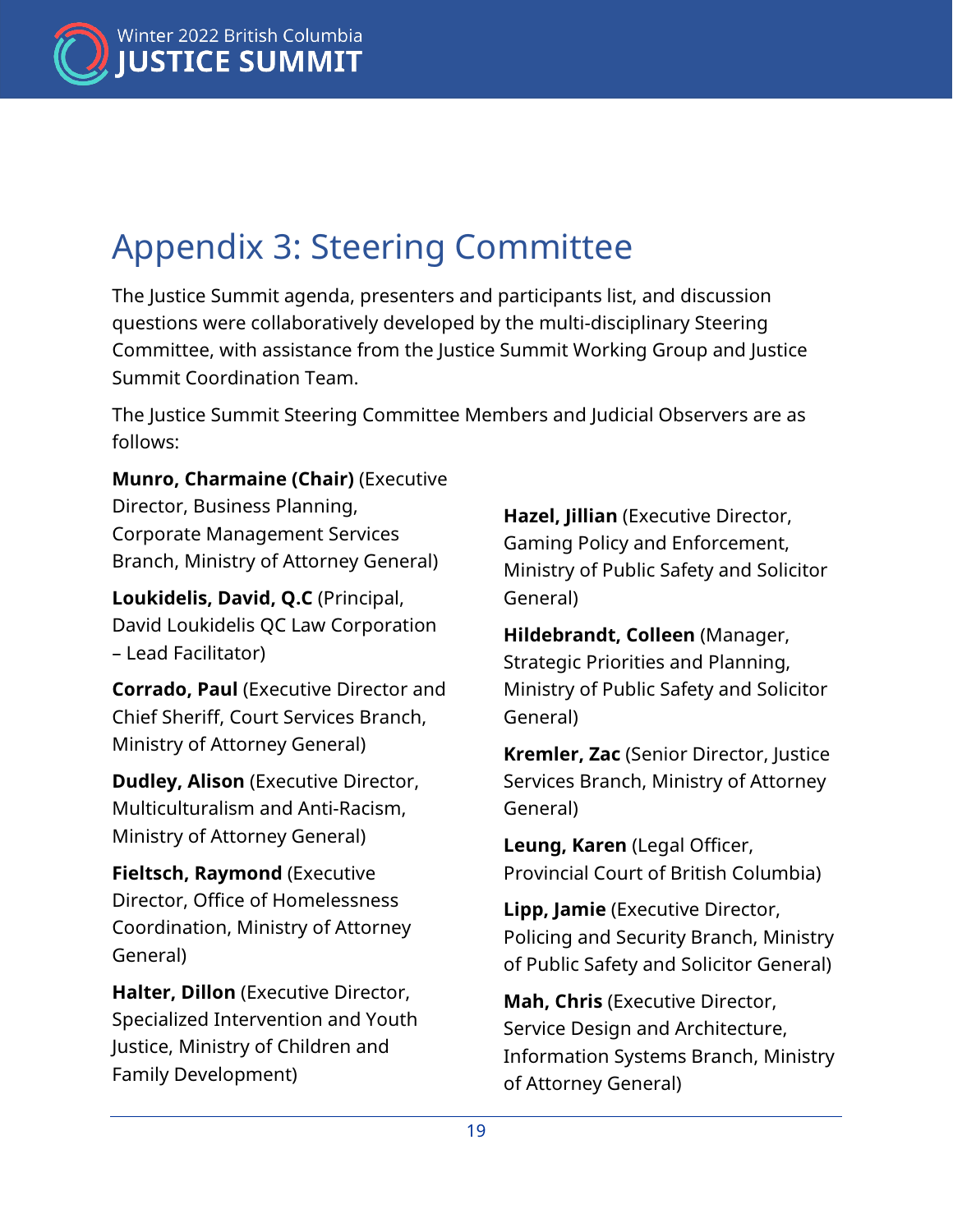# Appendix 3: Steering Committee

The Justice Summit agenda, presenters and participants list, and discussion questions were collaboratively developed by the multi-disciplinary Steering Committee, with assistance from the Justice Summit Working Group and Justice Summit Coordination Team.

The Justice Summit Steering Committee Members and Judicial Observers are as follows:

**Munro, Charmaine (Chair)** (Executive Director, Business Planning, Corporate Management Services Branch, Ministry of Attorney General)

**Loukidelis, David, Q.C** (Principal, David Loukidelis QC Law Corporation – Lead Facilitator)

**Corrado, Paul** (Executive Director and Chief Sheriff, Court Services Branch, Ministry of Attorney General)

**Dudley, Alison** (Executive Director, Multiculturalism and Anti-Racism, Ministry of Attorney General)

**Fieltsch, Raymond** (Executive Director, Office of Homelessness Coordination, Ministry of Attorney General)

**Halter, Dillon** (Executive Director, Specialized Intervention and Youth Justice, Ministry of Children and Family Development)

**Hazel, Jillian** (Executive Director, Gaming Policy and Enforcement, Ministry of Public Safety and Solicitor General)

**Hildebrandt, Colleen** (Manager, Strategic Priorities and Planning, Ministry of Public Safety and Solicitor General)

**Kremler, Zac** (Senior Director, Justice Services Branch, Ministry of Attorney General)

**Leung, Karen** (Legal Officer, Provincial Court of British Columbia)

**Lipp, Jamie** (Executive Director, Policing and Security Branch, Ministry of Public Safety and Solicitor General)

**Mah, Chris** (Executive Director, Service Design and Architecture, Information Systems Branch, Ministry of Attorney General)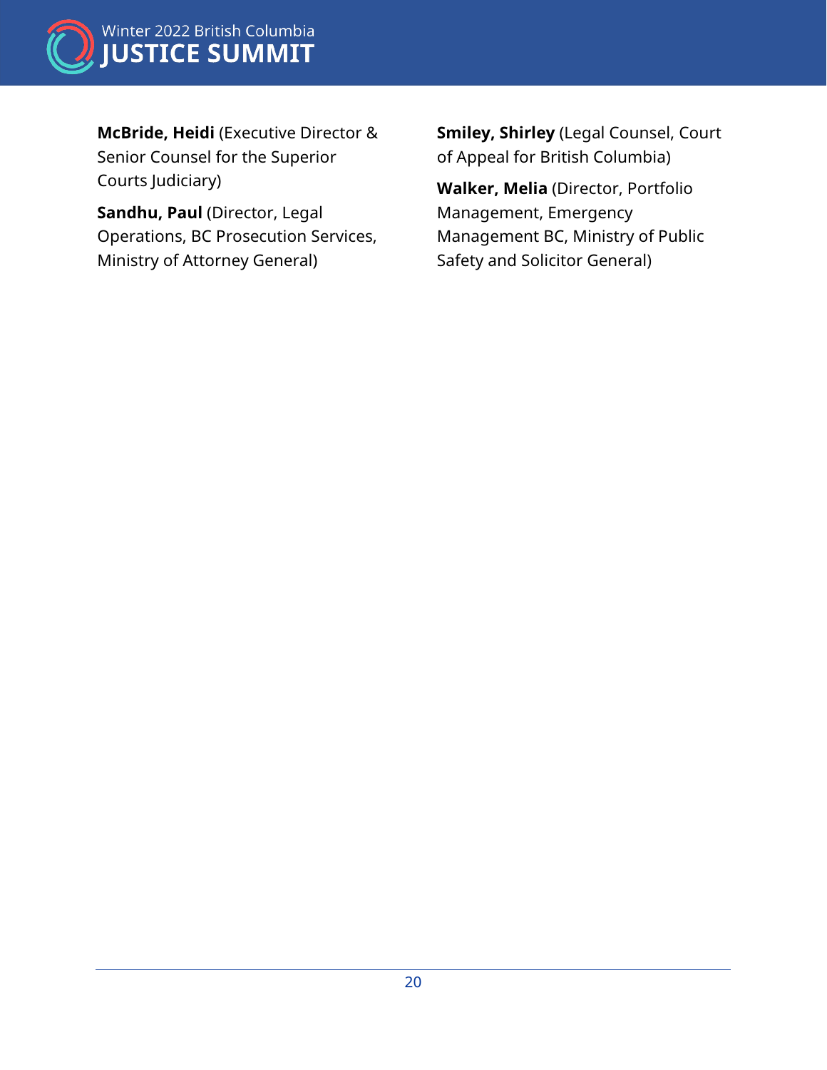**McBride, Heidi** (Executive Director & Senior Counsel for the Superior Courts Judiciary)

**Sandhu, Paul** (Director, Legal Operations, BC Prosecution Services, Ministry of Attorney General)

**Smiley, Shirley** (Legal Counsel, Court of Appeal for British Columbia)

**Walker, Melia** (Director, Portfolio Management, Emergency Management BC, Ministry of Public Safety and Solicitor General)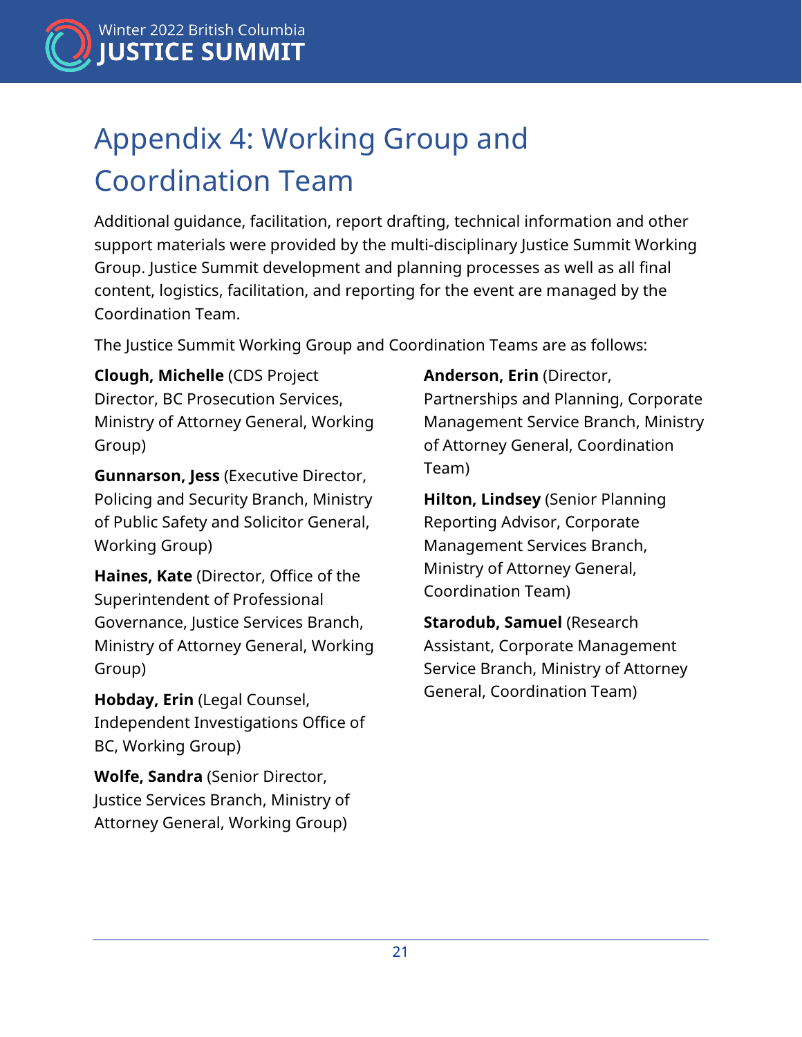# Appendix 4: Working Group and Coordination Team

Additional guidance, facilitation, report drafting, technical information and other support materials were provided by the multi-disciplinary Justice Summit Working Group. Justice Summit development and planning processes as well as all final content, logistics, facilitation, and reporting for the event are managed by the Coordination Team.

The Justice Summit Working Group and Coordination Teams are as follows:

**Clough, Michelle** (CDS Project Director, BC Prosecution Services, Ministry of Attorney General, Working Group)

**Gunnarson, Jess** (Executive Director, Policing and Security Branch, Ministry of Public Safety and Solicitor General, Working Group)

**Haines, Kate** (Director, Office of the Superintendent of Professional Governance, Justice Services Branch, Ministry of Attorney General, Working Group)

**Hobday, Erin** (Legal Counsel, Independent Investigations Office of BC, Working Group)

**Wolfe, Sandra** (Senior Director, Justice Services Branch, Ministry of Attorney General, Working Group)

**Anderson, Erin** (Director, Partnerships and Planning, Corporate Management Service Branch, Ministry of Attorney General, Coordination Team)

**Hilton, Lindsey** (Senior Planning Reporting Advisor, Corporate Management Services Branch, Ministry of Attorney General, Coordination Team)

**Starodub, Samuel** (Research Assistant, Corporate Management Service Branch, Ministry of Attorney General, Coordination Team)